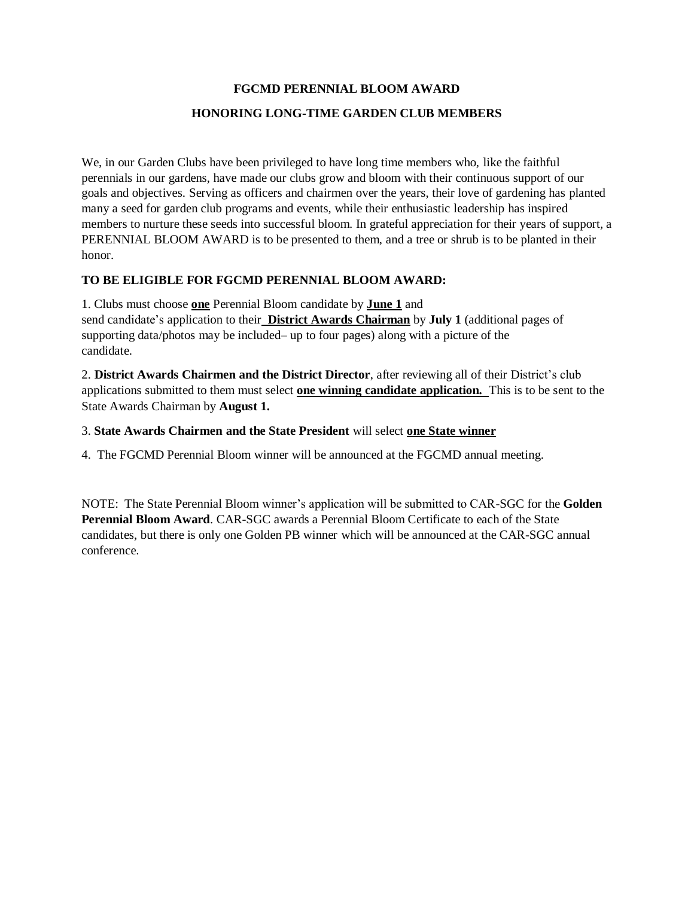# FGCMD PERENNIAL BLOOM AWARD

## HONORING LONG-TIME GARDEN CLUB MEMBERS

We, in our Garden Clubs have been privileged to have long time members who, like the faithful perennials in our gardens, have made our clubs grow and bloom with their continuous support of our goals and objectives. Serving as officers and chairmen over the years, their love of gardening has planted many a seed for garden club programs and events, while their enthusiastic leadership has inspired members to nurture these seeds into successful bloom. In grateful appreciation for their years of support, a PERENNIAL BLOOM AWARD is to be presented to them, and a tree or shrub is to be planted in their honor.

**TO BE ELIGIBLE FOR FGCMD PERENNIAL BLOOM AWARD:**

1. Clubs must choose **one** Perennial Bloom candidate by **June 1** and send candidate's application to their **District Awards Chairman** by **July 1** (additional pages of supporting data/photos may be included– up to four pages) along with a picture of the candidate.

2. **District Awards Chairmen and the District Director**, after reviewing all of their District's club applications submitted to them must select **one winning candidate application.** This is to be sent to the State Awards Chairman by **August 1.**

3. **State Awards Chairmen and the State President** will select **one State winner**

4. The FGCMD Perennial Bloom winner will be announced at the FGCMD annual meeting.

NOTE: The State Perennial Bloom winner's application will be submitted to CAR-SGC for the **Golden Perennial Bloom Award**. CAR-SGC awards a Perennial Bloom Certificate to each of the State candidates, but there is only one Golden PB winner which will be announced at the CAR-SGC annual conference.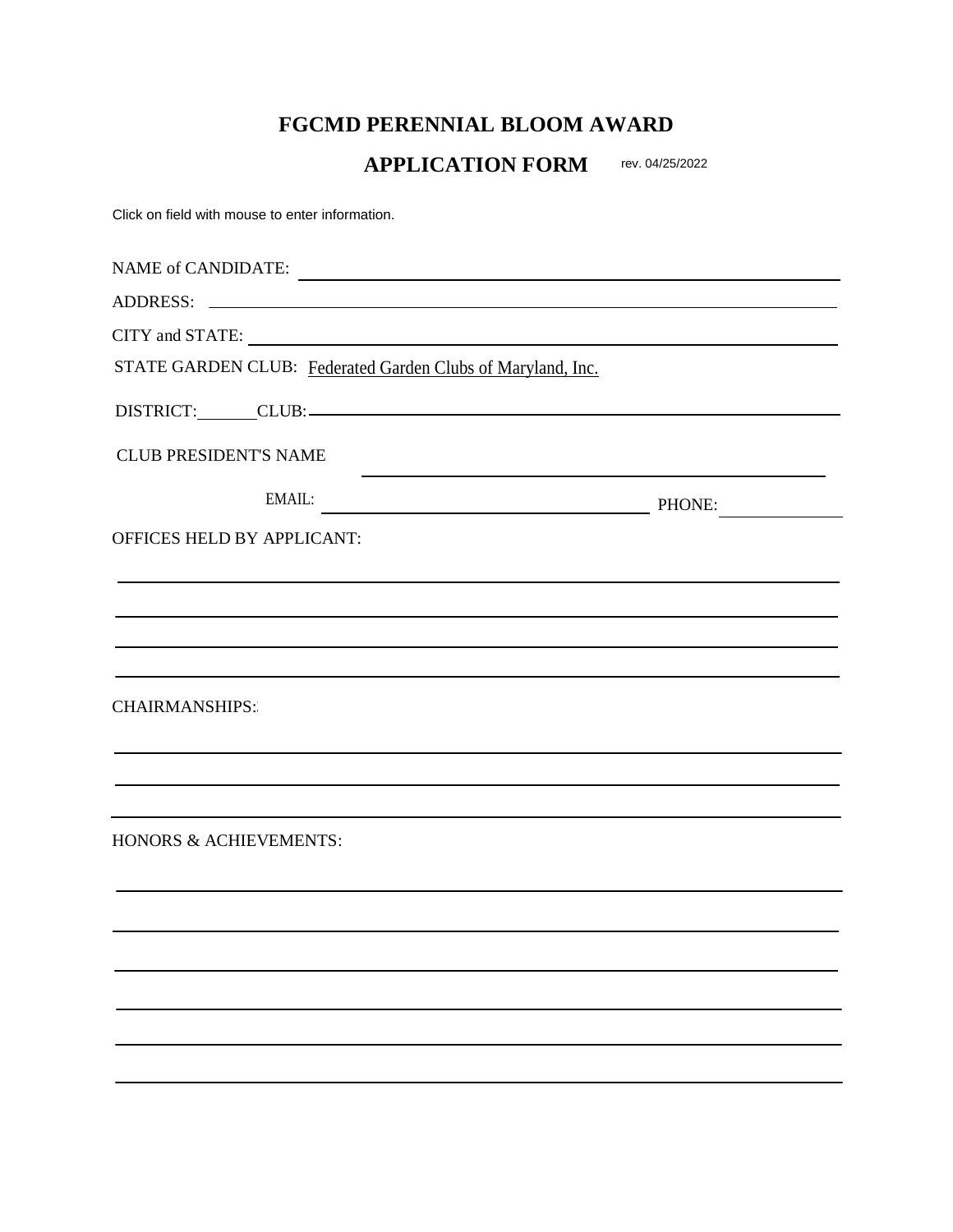# FGCMD PERENNIAL BLOOM AWARD

## APPLICATION FORM

rev. 04/25/2022

Click on field with mouse to enter information.

NAME of CANDIDATE: ______________________________

ADDRESS: ______________________________

CITY and STATE: ______________________________

STATE GARDEN CLUB: Federated Garden Clubs of Maryland, Inc.

DISTRICT: ______ CLUB: ______________________________

CLUB PRESIDENT'S NAME ______________________________

EMAIL: ______________________________ PHONE: ______________

OFFICES HELD BY APPLICANT:

______________________________

______________________________

______________________________

______________________________

CHAIRMANSHIPS:

______________________________

______________________________

______________________________

HONORS & ACHIEVEMENTS:

______________________________

______________________________

______________________________

______________________________

______________________________

______________________________